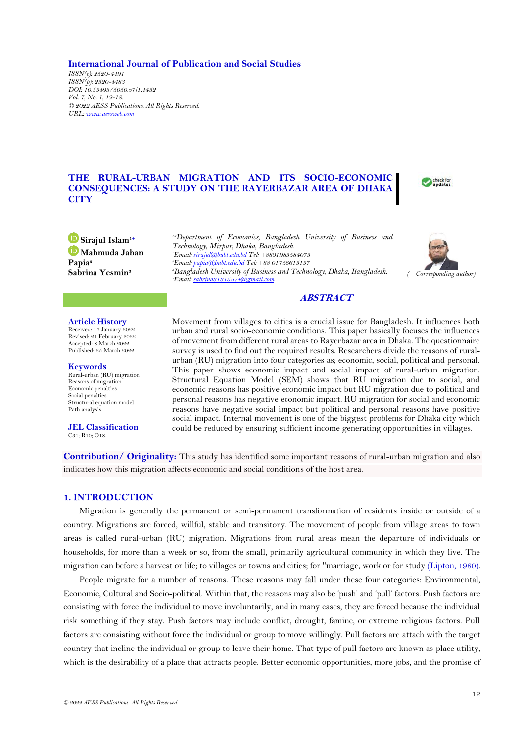International Journal of Publication and Social Studies
*ISSN(e): 2520-4491*
*ISSN(p): 2520-4483*
*DOI: 10.55493/5050.v7i1.4452*
*Vol. 7, No. 1, 12-18.*
*© 2022 AESS Publications. All Rights Reserved.*
*URL: www.aessweb.com*

# THE RURAL-URBAN MIGRATION AND ITS SOCIO-ECONOMIC CONSEQUENCES: A STUDY ON THE RAYERBAZAR AREA OF DHAKA CITY

**Sirajul Islam**[1+]
**Mahmuda Jahan Papia**[2]
**Sabrina Yesmin**[3]

[1,2]*Department of Economics, Bangladesh University of Business and Technology, Mirpur, Dhaka, Bangladesh.*
[1]*Email: sirajul@bubt.edu.bd Tel: +8801983584073*
[2]*Email: papia@bubt.edu.bd Tel: +88 01756615157*
[3]*Bangladesh University of Business and Technology, Dhaka, Bangladesh.*
[3]*Email: sabrina31315574@gmail.com*

*(+ Corresponding author)*

## ABSTRACT

Movement from villages to cities is a crucial issue for Bangladesh. It influences both urban and rural socio-economic conditions. This paper basically focuses the influences of movement from different rural areas to Rayerbazar area in Dhaka. The questionnaire survey is used to find out the required results. Researchers divide the reasons of rural-urban (RU) migration into four categories as; economic, social, political and personal. This paper shows economic impact and social impact of rural-urban migration. Structural Equation Model (SEM) shows that RU migration due to social, and economic reasons has positive economic impact but RU migration due to political and personal reasons has negative economic impact. RU migration for social and economic reasons have negative social impact but political and personal reasons have positive social impact. Internal movement is one of the biggest problems for Dhaka city which could be reduced by ensuring sufficient income generating opportunities in villages.

**Article History**
Received: 17 January 2022
Revised: 21 February 2022
Accepted: 8 March 2022
Published: 25 March 2022

**Keywords**
Rural-urban (RU) migration
Reasons of migration
Economic penalties
Social penalties
Structural equation model
Path analysis.

**JEL Classification**
C31; R10; O18.

**Contribution/ Originality:** This study has identified some important reasons of rural-urban migration and also indicates how this migration affects economic and social conditions of the host area.

## 1. INTRODUCTION

Migration is generally the permanent or semi-permanent transformation of residents inside or outside of a country. Migrations are forced, willful, stable and transitory. The movement of people from village areas to town areas is called rural-urban (RU) migration. Migrations from rural areas mean the departure of individuals or households, for more than a week or so, from the small, primarily agricultural community in which they live. The migration can before a harvest or life; to villages or towns and cities; for "marriage, work or for study (Lipton, 1980).

People migrate for a number of reasons. These reasons may fall under these four categories: Environmental, Economic, Cultural and Socio-political. Within that, the reasons may also be 'push' and 'pull' factors. Push factors are consisting with force the individual to move involuntarily, and in many cases, they are forced because the individual risk something if they stay. Push factors may include conflict, drought, famine, or extreme religious factors. Pull factors are consisting without force the individual or group to move willingly. Pull factors are attach with the target country that incline the individual or group to leave their home. That type of pull factors are known as place utility, which is the desirability of a place that attracts people. Better economic opportunities, more jobs, and the promise of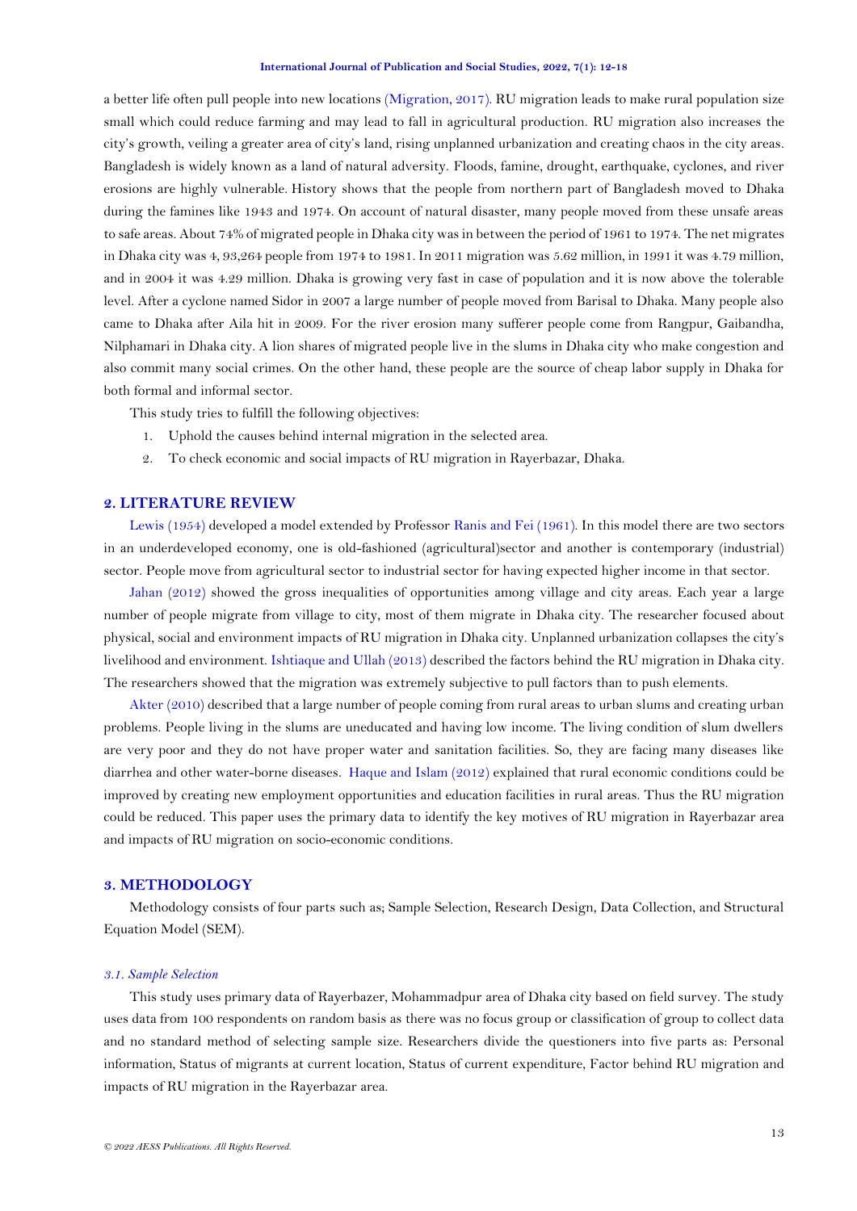a better life often pull people into new locations (Migration, 2017). RU migration leads to make rural population size small which could reduce farming and may lead to fall in agricultural production. RU migration also increases the city's growth, veiling a greater area of city's land, rising unplanned urbanization and creating chaos in the city areas. Bangladesh is widely known as a land of natural adversity. Floods, famine, drought, earthquake, cyclones, and river erosions are highly vulnerable. History shows that the people from northern part of Bangladesh moved to Dhaka during the famines like 1943 and 1974. On account of natural disaster, many people moved from these unsafe areas to safe areas. About 74% of migrated people in Dhaka city was in between the period of 1961 to 1974. The net migrates in Dhaka city was 4, 93,264 people from 1974 to 1981. In 2011 migration was 5.62 million, in 1991 it was 4.79 million, and in 2004 it was 4.29 million. Dhaka is growing very fast in case of population and it is now above the tolerable level. After a cyclone named Sidor in 2007 a large number of people moved from Barisal to Dhaka. Many people also came to Dhaka after Aila hit in 2009. For the river erosion many sufferer people come from Rangpur, Gaibandha, Nilphamari in Dhaka city. A lion shares of migrated people live in the slums in Dhaka city who make congestion and also commit many social crimes. On the other hand, these people are the source of cheap labor supply in Dhaka for both formal and informal sector.

This study tries to fulfill the following objectives:

1. Uphold the causes behind internal migration in the selected area.
2. To check economic and social impacts of RU migration in Rayerbazar, Dhaka.

## 2. LITERATURE REVIEW

Lewis (1954) developed a model extended by Professor Ranis and Fei (1961). In this model there are two sectors in an underdeveloped economy, one is old-fashioned (agricultural)sector and another is contemporary (industrial) sector. People move from agricultural sector to industrial sector for having expected higher income in that sector.

Jahan (2012) showed the gross inequalities of opportunities among village and city areas. Each year a large number of people migrate from village to city, most of them migrate in Dhaka city. The researcher focused about physical, social and environment impacts of RU migration in Dhaka city. Unplanned urbanization collapses the city's livelihood and environment. Ishtiaque and Ullah (2013) described the factors behind the RU migration in Dhaka city. The researchers showed that the migration was extremely subjective to pull factors than to push elements.

Akter (2010) described that a large number of people coming from rural areas to urban slums and creating urban problems. People living in the slums are uneducated and having low income. The living condition of slum dwellers are very poor and they do not have proper water and sanitation facilities. So, they are facing many diseases like diarrhea and other water-borne diseases. Haque and Islam (2012) explained that rural economic conditions could be improved by creating new employment opportunities and education facilities in rural areas. Thus the RU migration could be reduced. This paper uses the primary data to identify the key motives of RU migration in Rayerbazar area and impacts of RU migration on socio-economic conditions.

## 3. METHODOLOGY

Methodology consists of four parts such as; Sample Selection, Research Design, Data Collection, and Structural Equation Model (SEM).

### *3.1. Sample Selection*

This study uses primary data of Rayerbazer, Mohammadpur area of Dhaka city based on field survey. The study uses data from 100 respondents on random basis as there was no focus group or classification of group to collect data and no standard method of selecting sample size. Researchers divide the questioners into five parts as: Personal information, Status of migrants at current location, Status of current expenditure, Factor behind RU migration and impacts of RU migration in the Rayerbazar area.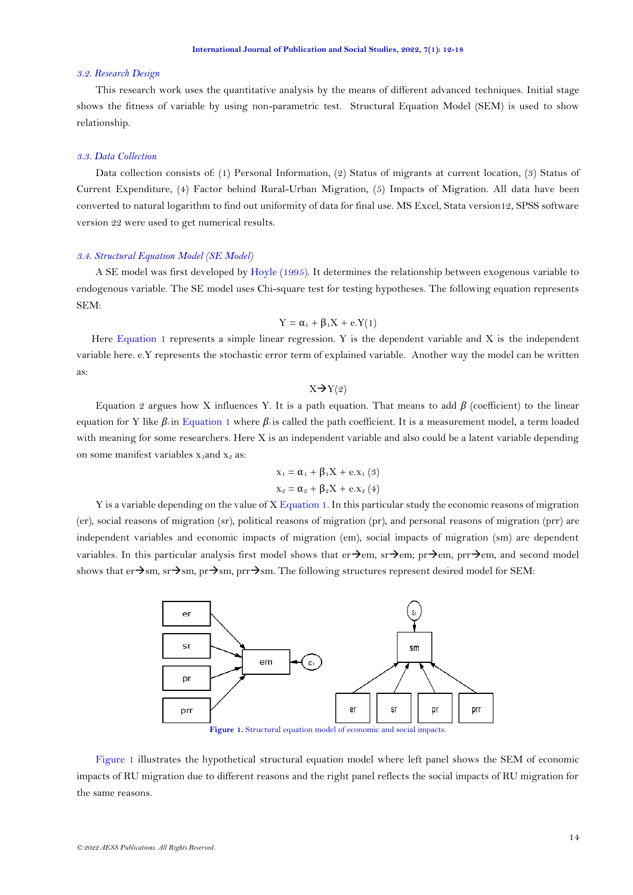### *3.2. Research Design*

This research work uses the quantitative analysis by the means of different advanced techniques. Initial stage shows the fitness of variable by using non-parametric test. Structural Equation Model (SEM) is used to show relationship.

### *3.3. Data Collection*

Data collection consists of: (1) Personal Information, (2) Status of migrants at current location, (3) Status of Current Expenditure, (4) Factor behind Rural-Urban Migration, (5) Impacts of Migration. All data have been converted to natural logarithm to find out uniformity of data for final use. MS Excel, Stata version12, SPSS software version 22 were used to get numerical results.

### *3.4. Structural Equation Model (SE Model)*

A SE model was first developed by Hoyle (1995). It determines the relationship between exogenous variable to endogenous variable. The SE model uses Chi-square test for testing hypotheses. The following equation represents SEM:

$$Y = \alpha_1 + \beta_1 X + e.Y (1)$$

Here Equation 1 represents a simple linear regression. Y is the dependent variable and X is the independent variable here. e.Y represents the stochastic error term of explained variable. Another way the model can be written as:

$$X \rightarrow Y (2)$$

Equation 2 argues how X influences Y. It is a path equation. That means to add $\beta$ (coefficient) to the linear equation for Y like $\beta_i$ in Equation 1 where $\beta_i$ is called the path coefficient. It is a measurement model, a term loaded with meaning for some researchers. Here X is an independent variable and also could be a latent variable depending on some manifest variables $x_1$ and $x_2$ as:

$$x_1 = \alpha_1 + \beta_1 X + e.x_1 \ (3)$$

$$x_2 = \alpha_2 + \beta_2 X + e.x_2 \ (4)$$

Y is a variable depending on the value of X Equation 1. In this particular study the economic reasons of migration (er), social reasons of migration (sr), political reasons of migration (pr), and personal reasons of migration (prr) are independent variables and economic impacts of migration (em), social impacts of migration (sm) are dependent variables. In this particular analysis first model shows that er→em, sr→em; pr→em, prr→em, and second model shows that er→sm, sr→sm, pr→sm, prr→sm. The following structures represent desired model for SEM:

**Figure 1.** Structural equation model of economic and social impacts.

Figure 1 illustrates the hypothetical structural equation model where left panel shows the SEM of economic impacts of RU migration due to different reasons and the right panel reflects the social impacts of RU migration for the same reasons.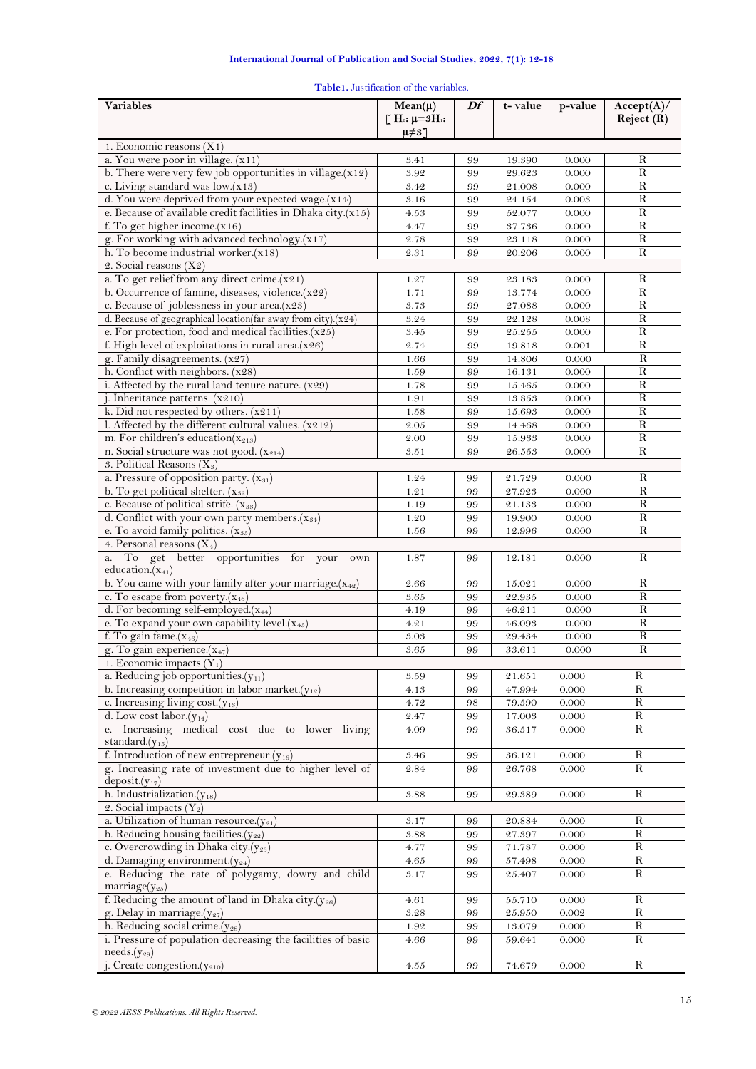**Table 1.** Justification of the variables.

| Variables | Mean(μ) [ $H_0$: μ=3 $H_1$: μ≠3 ] | *Df* | t- value | p-value | Accept(A)/ Reject (R) |
|---|---|---|---|---|---|
| 1. Economic reasons ($X1$) | | | | | |
| a. You were poor in village. ($x11$) | 3.41 | 99 | 19.390 | 0.000 | R |
| b. There were very few job opportunities in village.($x12$) | 3.92 | 99 | 29.623 | 0.000 | R |
| c. Living standard was low.($x13$) | 3.42 | 99 | 21.008 | 0.000 | R |
| d. You were deprived from your expected wage.($x14$) | 3.16 | 99 | 24.154 | 0.003 | R |
| e. Because of available credit facilities in Dhaka city.($x15$) | 4.53 | 99 | 52.077 | 0.000 | R |
| f. To get higher income.($x16$) | 4.47 | 99 | 37.736 | 0.000 | R |
| g. For working with advanced technology.($x17$) | 2.78 | 99 | 23.118 | 0.000 | R |
| h. To become industrial worker.($x18$) | 2.31 | 99 | 20.206 | 0.000 | R |
| 2. Social reasons ($X2$) | | | | | |
| a. To get relief from any direct crime.($x21$) | 1.27 | 99 | 23.183 | 0.000 | R |
| b. Occurrence of famine, diseases, violence.($x22$) | 1.71 | 99 | 13.774 | 0.000 | R |
| c. Because of joblessness in your area.($x23$) | 3.73 | 99 | 27.088 | 0.000 | R |
| d. Because of geographical location(far away from city).($x24$) | 3.24 | 99 | 22.128 | 0.008 | R |
| e. For protection, food and medical facilities.($x25$) | 3.45 | 99 | 25.255 | 0.000 | R |
| f. High level of exploitations in rural area.($x26$) | 2.74 | 99 | 19.818 | 0.001 | R |
| g. Family disagreements. ($x27$) | 1.66 | 99 | 14.806 | 0.000 | R |
| h. Conflict with neighbors. ($x28$) | 1.59 | 99 | 16.131 | 0.000 | R |
| i. Affected by the rural land tenure nature. ($x29$) | 1.78 | 99 | 15.465 | 0.000 | R |
| j. Inheritance patterns. ($x210$) | 1.91 | 99 | 13.853 | 0.000 | R |
| k. Did not respected by others. ($x211$) | 1.58 | 99 | 15.693 | 0.000 | R |
| l. Affected by the different cultural values. ($x212$) | 2.05 | 99 | 14.468 | 0.000 | R |
| m. For children's education($x_{213}$) | 2.00 | 99 | 15.933 | 0.000 | R |
| n. Social structure was not good. ($x_{214}$) | 3.51 | 99 | 26.553 | 0.000 | R |
| 3. Political Reasons ($X_3$) | | | | | |
| a. Pressure of opposition party. ($x_{31}$) | 1.24 | 99 | 21.729 | 0.000 | R |
| b. To get political shelter. ($x_{32}$) | 1.21 | 99 | 27.923 | 0.000 | R |
| c. Because of political strife. ($x_{33}$) | 1.19 | 99 | 21.133 | 0.000 | R |
| d. Conflict with your own party members.($x_{34}$) | 1.20 | 99 | 19.900 | 0.000 | R |
| e. To avoid family politics. ($x_{35}$) | 1.56 | 99 | 12.996 | 0.000 | R |
| 4. Personal reasons ($X_4$) | | | | | |
| a. To get better opportunities for your own education.($x_{41}$) | 1.87 | 99 | 12.181 | 0.000 | R |
| b. You came with your family after your marriage.($x_{42}$) | 2.66 | 99 | 15.021 | 0.000 | R |
| c. To escape from poverty.($x_{43}$) | 3.65 | 99 | 22.935 | 0.000 | R |
| d. For becoming self-employed.($x_{44}$) | 4.19 | 99 | 46.211 | 0.000 | R |
| e. To expand your own capability level.($x_{45}$) | 4.21 | 99 | 46.093 | 0.000 | R |
| f. To gain fame.($x_{46}$) | 3.03 | 99 | 29.434 | 0.000 | R |
| g. To gain experience.($x_{47}$) | 3.65 | 99 | 33.611 | 0.000 | R |
| 1. Economic impacts ($Y_1$) | | | | | |
| a. Reducing job opportunities.($y_{11}$) | 3.59 | 99 | 21.651 | 0.000 | R |
| b. Increasing competition in labor market.($y_{12}$) | 4.13 | 99 | 47.994 | 0.000 | R |
| c. Increasing living cost.($y_{13}$) | 4.72 | 98 | 79.590 | 0.000 | R |
| d. Low cost labor.($y_{14}$) | 2.47 | 99 | 17.003 | 0.000 | R |
| e. Increasing medical cost due to lower living standard.($y_{15}$) | 4.09 | 99 | 36.517 | 0.000 | R |
| f. Introduction of new entrepreneur.($y_{16}$) | 3.46 | 99 | 36.121 | 0.000 | R |
| g. Increasing rate of investment due to higher level of deposit.($y_{17}$) | 2.84 | 99 | 26.768 | 0.000 | R |
| h. Industrialization.($y_{18}$) | 3.88 | 99 | 29.389 | 0.000 | R |
| 2. Social impacts ($Y_2$) | | | | | |
| a. Utilization of human resource.($y_{21}$) | 3.17 | 99 | 20.884 | 0.000 | R |
| b. Reducing housing facilities.($y_{22}$) | 3.88 | 99 | 27.397 | 0.000 | R |
| c. Overcrowding in Dhaka city.($y_{23}$) | 4.77 | 99 | 71.787 | 0.000 | R |
| d. Damaging environment.($y_{24}$) | 4.65 | 99 | 57.498 | 0.000 | R |
| e. Reducing the rate of polygamy, dowry and child marriage($y_{25}$) | 3.17 | 99 | 25.407 | 0.000 | R |
| f. Reducing the amount of land in Dhaka city.($y_{26}$) | 4.61 | 99 | 55.710 | 0.000 | R |
| g. Delay in marriage.($y_{27}$) | 3.28 | 99 | 25.950 | 0.002 | R |
| h. Reducing social crime.($y_{28}$) | 1.92 | 99 | 13.079 | 0.000 | R |
| i. Pressure of population decreasing the facilities of basic needs.($y_{29}$) | 4.66 | 99 | 59.641 | 0.000 | R |
| j. Create congestion.($y_{210}$) | 4.55 | 99 | 74.679 | 0.000 | R |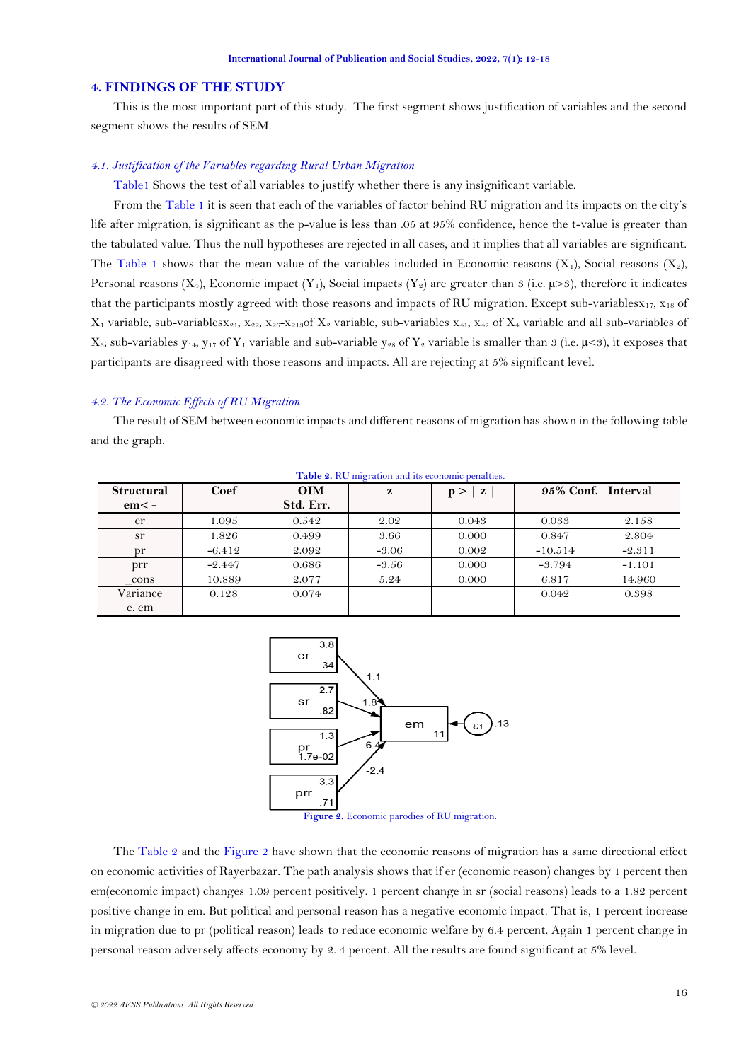## 4. FINDINGS OF THE STUDY

This is the most important part of this study. The first segment shows justification of variables and the second segment shows the results of SEM.

### *4.1. Justification of the Variables regarding Rural Urban Migration*

Table1 Shows the test of all variables to justify whether there is any insignificant variable.

From the Table 1 it is seen that each of the variables of factor behind RU migration and its impacts on the city's life after migration, is significant as the p-value is less than .05 at 95% confidence, hence the t-value is greater than the tabulated value. Thus the null hypotheses are rejected in all cases, and it implies that all variables are significant. The Table 1 shows that the mean value of the variables included in Economic reasons ($X_1$), Social reasons ($X_2$), Personal reasons ($X_4$), Economic impact ($Y_1$), Social impacts ($Y_2$) are greater than 3 (i.e. $\mu>3$), therefore it indicates that the participants mostly agreed with those reasons and impacts of RU migration. Except sub-variables$x_{17}$, $x_{18}$ of $X_1$ variable, sub-variables$x_{21}$, $x_{22}$, $x_{26}$-$x_{213}$of $X_2$ variable, sub-variables $x_{41}$, $x_{42}$ of $X_4$ variable and all sub-variables of $X_3$; sub-variables $y_{14}$, $y_{17}$ of $Y_1$ variable and sub-variable $y_{28}$ of $Y_2$ variable is smaller than 3 (i.e. $\mu<3$), it exposes that participants are disagreed with those reasons and impacts. All are rejecting at 5% significant level.

### *4.2. The Economic Effects of RU Migration*

The result of SEM between economic impacts and different reasons of migration has shown in the following table and the graph.

**Table 2.** RU migration and its economic penalties.

| Structural em< - | Coef | OIM Std. Err. | z | p > \| z \| | 95% Conf. Interval | |
|---|---|---|---|---|---|---|
| er | 1.095 | 0.542 | 2.02 | 0.043 | 0.033 | 2.158 |
| sr | 1.826 | 0.499 | 3.66 | 0.000 | 0.847 | 2.804 |
| pr | -6.412 | 2.092 | -3.06 | 0.002 | -10.514 | -2.311 |
| prr | -2.447 | 0.686 | -3.56 | 0.000 | -3.794 | -1.101 |
| _cons | 10.889 | 2.077 | 5.24 | 0.000 | 6.817 | 14.960 |
| Variance e. em | 0.128 | 0.074 | | | 0.042 | 0.398 |

**Figure 2.** Economic parodies of RU migration.

The Table 2 and the Figure 2 have shown that the economic reasons of migration has a same directional effect on economic activities of Rayerbazar. The path analysis shows that if er (economic reason) changes by 1 percent then em(economic impact) changes 1.09 percent positively. 1 percent change in sr (social reasons) leads to a 1.82 percent positive change in em. But political and personal reason has a negative economic impact. That is, 1 percent increase in migration due to pr (political reason) leads to reduce economic welfare by 6.4 percent. Again 1 percent change in personal reason adversely affects economy by 2. 4 percent. All the results are found significant at 5% level.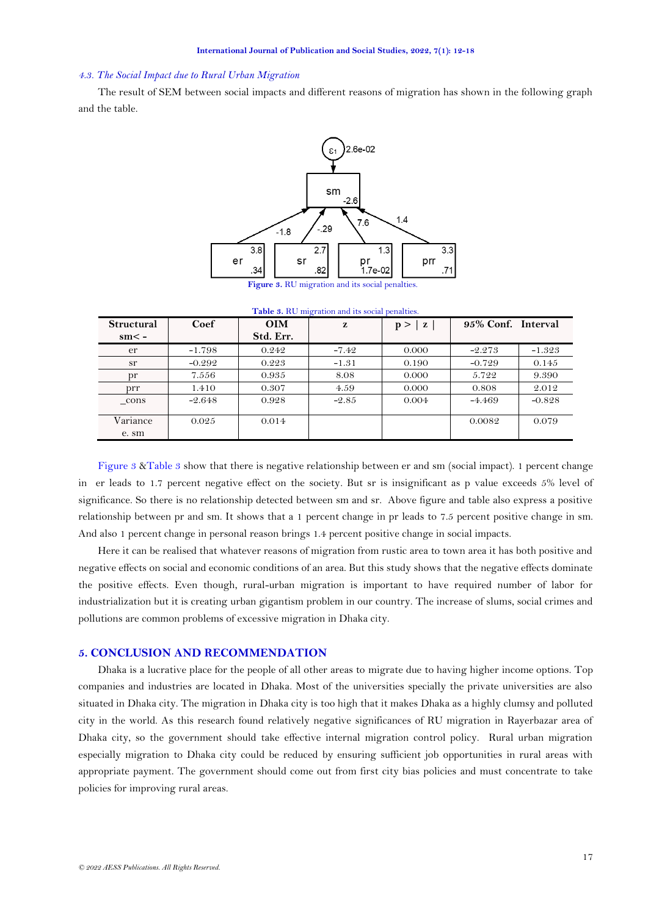### *4.3. The Social Impact due to Rural Urban Migration*

The result of SEM between social impacts and different reasons of migration has shown in the following graph and the table.

**Figure 3.** RU migration and its social penalties.

**Table 3.** RU migration and its social penalties.

| Structural sm< - | Coef | OIM Std. Err. | z | p > \| z \| | 95% Conf. | Interval |
|---|---|---|---|---|---|---|
| er | -1.798 | 0.242 | -7.42 | 0.000 | -2.273 | -1.323 |
| sr | -0.292 | 0.223 | -1.31 | 0.190 | -0.729 | 0.145 |
| pr | 7.556 | 0.935 | 8.08 | 0.000 | 5.722 | 9.390 |
| prr | 1.410 | 0.307 | 4.59 | 0.000 | 0.808 | 2.012 |
| _cons | -2.648 | 0.928 | -2.85 | 0.004 | -4.469 | -0.828 |
| Variance e. sm | 0.025 | 0.014 | | | 0.0082 | 0.079 |

Figure 3 &Table 3 show that there is negative relationship between er and sm (social impact). 1 percent change in er leads to 1.7 percent negative effect on the society. But sr is insignificant as p value exceeds 5% level of significance. So there is no relationship detected between sm and sr. Above figure and table also express a positive relationship between pr and sm. It shows that a 1 percent change in pr leads to 7.5 percent positive change in sm. And also 1 percent change in personal reason brings 1.4 percent positive change in social impacts.

Here it can be realised that whatever reasons of migration from rustic area to town area it has both positive and negative effects on social and economic conditions of an area. But this study shows that the negative effects dominate the positive effects. Even though, rural-urban migration is important to have required number of labor for industrialization but it is creating urban gigantism problem in our country. The increase of slums, social crimes and pollutions are common problems of excessive migration in Dhaka city.

## 5. CONCLUSION AND RECOMMENDATION

Dhaka is a lucrative place for the people of all other areas to migrate due to having higher income options. Top companies and industries are located in Dhaka. Most of the universities specially the private universities are also situated in Dhaka city. The migration in Dhaka city is too high that it makes Dhaka as a highly clumsy and polluted city in the world. As this research found relatively negative significances of RU migration in Rayerbazar area of Dhaka city, so the government should take effective internal migration control policy. Rural urban migration especially migration to Dhaka city could be reduced by ensuring sufficient job opportunities in rural areas with appropriate payment. The government should come out from first city bias policies and must concentrate to take policies for improving rural areas.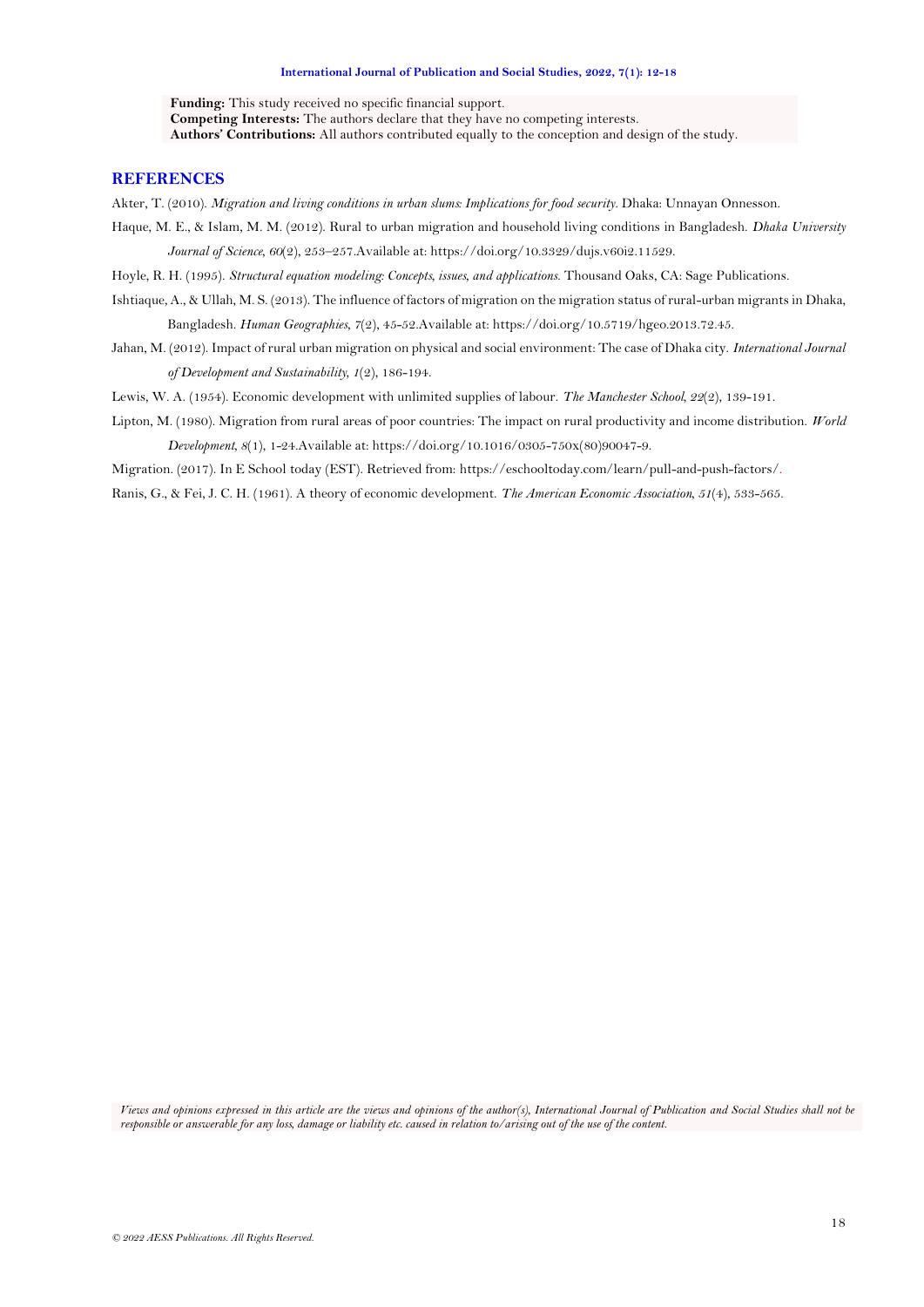**Funding:** This study received no specific financial support.
**Competing Interests:** The authors declare that they have no competing interests.
**Authors' Contributions:** All authors contributed equally to the conception and design of the study.

## REFERENCES

Akter, T. (2010). *Migration and living conditions in urban slums: Implications for food security*. Dhaka: Unnayan Onnesson.

Haque, M. E., & Islam, M. M. (2012). Rural to urban migration and household living conditions in Bangladesh. *Dhaka University Journal of Science, 60*(2), 253–257.Available at: https://doi.org/10.3329/dujs.v60i2.11529.

Hoyle, R. H. (1995). *Structural equation modeling: Concepts, issues, and applications*. Thousand Oaks, CA: Sage Publications.

Ishtiaque, A., & Ullah, M. S. (2013). The influence of factors of migration on the migration status of rural-urban migrants in Dhaka, Bangladesh. *Human Geographies, 7*(2), 45-52.Available at: https://doi.org/10.5719/hgeo.2013.72.45.

Jahan, M. (2012). Impact of rural urban migration on physical and social environment: The case of Dhaka city. *International Journal of Development and Sustainability, 1*(2), 186-194.

Lewis, W. A. (1954). Economic development with unlimited supplies of labour. *The Manchester School, 22*(2), 139-191.

Lipton, M. (1980). Migration from rural areas of poor countries: The impact on rural productivity and income distribution. *World Development, 8*(1), 1-24.Available at: https://doi.org/10.1016/0305-750x(80)90047-9.

Migration. (2017). In E School today (EST). Retrieved from: https://eschooltoday.com/learn/pull-and-push-factors/.

Ranis, G., & Fei, J. C. H. (1961). A theory of economic development. *The American Economic Association, 51*(4), 533-565.

*Views and opinions expressed in this article are the views and opinions of the author(s), International Journal of Publication and Social Studies shall not be responsible or answerable for any loss, damage or liability etc. caused in relation to/arising out of the use of the content.*